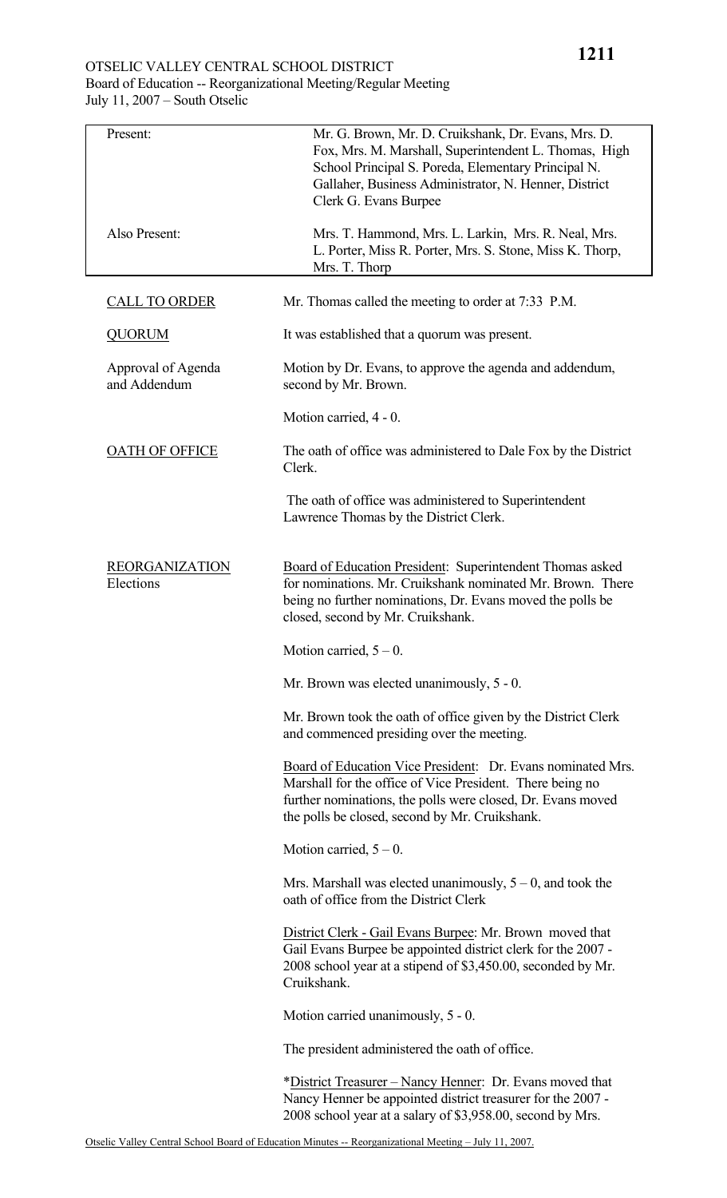OTSELIC VALLEY CENTRAL SCHOOL DISTRICT
Board of Education -- Reorganizational Meeting/Regular Meeting
July 11, 2007 – South Otselic

| | |
|---|---|
| Present: | Mr. G. Brown, Mr. D. Cruikshank, Dr. Evans, Mrs. D. Fox, Mrs. M. Marshall, Superintendent L. Thomas, High School Principal S. Poreda, Elementary Principal N. Gallaher, Business Administrator, N. Henner, District Clerk G. Evans Burpee |
| Also Present: | Mrs. T. Hammond, Mrs. L. Larkin, Mrs. R. Neal, Mrs. L. Porter, Miss R. Porter, Mrs. S. Stone, Miss K. Thorp, Mrs. T. Thorp |

CALL TO ORDER

Mr. Thomas called the meeting to order at 7:33 P.M.

QUORUM

It was established that a quorum was present.

Approval of Agenda and Addendum

Motion by Dr. Evans, to approve the agenda and addendum, second by Mr. Brown.

Motion carried, 4 - 0.

OATH OF OFFICE

The oath of office was administered to Dale Fox by the District Clerk.

The oath of office was administered to Superintendent Lawrence Thomas by the District Clerk.

REORGANIZATION
Elections

Board of Education President: Superintendent Thomas asked for nominations. Mr. Cruikshank nominated Mr. Brown. There being no further nominations, Dr. Evans moved the polls be closed, second by Mr. Cruikshank.

Motion carried, 5 – 0.

Mr. Brown was elected unanimously, 5 - 0.

Mr. Brown took the oath of office given by the District Clerk and commenced presiding over the meeting.

Board of Education Vice President: Dr. Evans nominated Mrs. Marshall for the office of Vice President. There being no further nominations, the polls were closed, Dr. Evans moved the polls be closed, second by Mr. Cruikshank.

Motion carried, 5 – 0.

Mrs. Marshall was elected unanimously, 5 – 0, and took the oath of office from the District Clerk

District Clerk - Gail Evans Burpee: Mr. Brown moved that Gail Evans Burpee be appointed district clerk for the 2007 - 2008 school year at a stipend of $3,450.00, seconded by Mr. Cruikshank.

Motion carried unanimously, 5 - 0.

The president administered the oath of office.

*District Treasurer – Nancy Henner: Dr. Evans moved that Nancy Henner be appointed district treasurer for the 2007 - 2008 school year at a salary of $3,958.00, second by Mrs.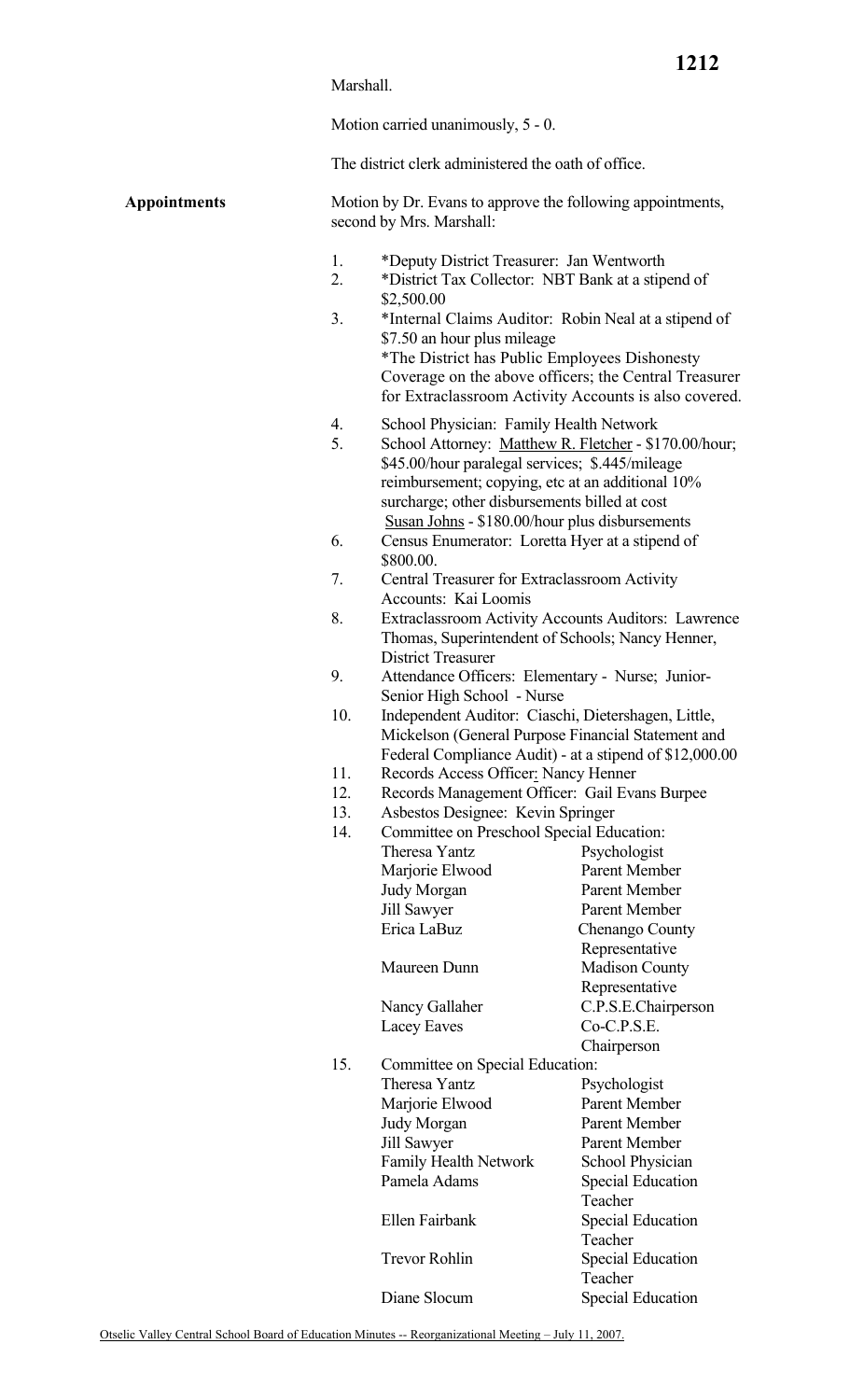Marshall.

Motion carried unanimously, 5 - 0.

The district clerk administered the oath of office.

**Appointments**

Motion by Dr. Evans to approve the following appointments, second by Mrs. Marshall:

1. *Deputy District Treasurer: Jan Wentworth
2. *District Tax Collector: NBT Bank at a stipend of $2,500.00
3. *Internal Claims Auditor: Robin Neal at a stipend of $7.50 an hour plus mileage
   *The District has Public Employees Dishonesty Coverage on the above officers; the Central Treasurer for Extraclassroom Activity Accounts is also covered.
4. School Physician: Family Health Network
5. School Attorney: Matthew R. Fletcher - $170.00/hour; $45.00/hour paralegal services; $.445/mileage reimbursement; copying, etc at an additional 10% surcharge; other disbursements billed at cost
   Susan Johns - $180.00/hour plus disbursements
6. Census Enumerator: Loretta Hyer at a stipend of $800.00.
7. Central Treasurer for Extraclassroom Activity Accounts: Kai Loomis
8. Extraclassroom Activity Accounts Auditors: Lawrence Thomas, Superintendent of Schools; Nancy Henner, District Treasurer
9. Attendance Officers: Elementary - Nurse; Junior-Senior High School - Nurse
10. Independent Auditor: Ciaschi, Dietershagen, Little, Mickelson (General Purpose Financial Statement and Federal Compliance Audit) - at a stipend of $12,000.00
11. Records Access Officer: Nancy Henner
12. Records Management Officer: Gail Evans Burpee
13. Asbestos Designee: Kevin Springer
14. Committee on Preschool Special Education:

| | |
|---|---|
| Theresa Yantz | Psychologist |
| Marjorie Elwood | Parent Member |
| Judy Morgan | Parent Member |
| Jill Sawyer | Parent Member |
| Erica LaBuz | Chenango County Representative |
| Maureen Dunn | Madison County Representative |
| Nancy Gallaher | C.P.S.E.Chairperson |
| Lacey Eaves | Co-C.P.S.E. Chairperson |

15. Committee on Special Education:

| | |
|---|---|
| Theresa Yantz | Psychologist |
| Marjorie Elwood | Parent Member |
| Judy Morgan | Parent Member |
| Jill Sawyer | Parent Member |
| Family Health Network | School Physician |
| Pamela Adams | Special Education Teacher |
| Ellen Fairbank | Special Education Teacher |
| Trevor Rohlin | Special Education Teacher |
| Diane Slocum | Special Education |

Otselic Valley Central School Board of Education Minutes -- Reorganizational Meeting – July 11, 2007.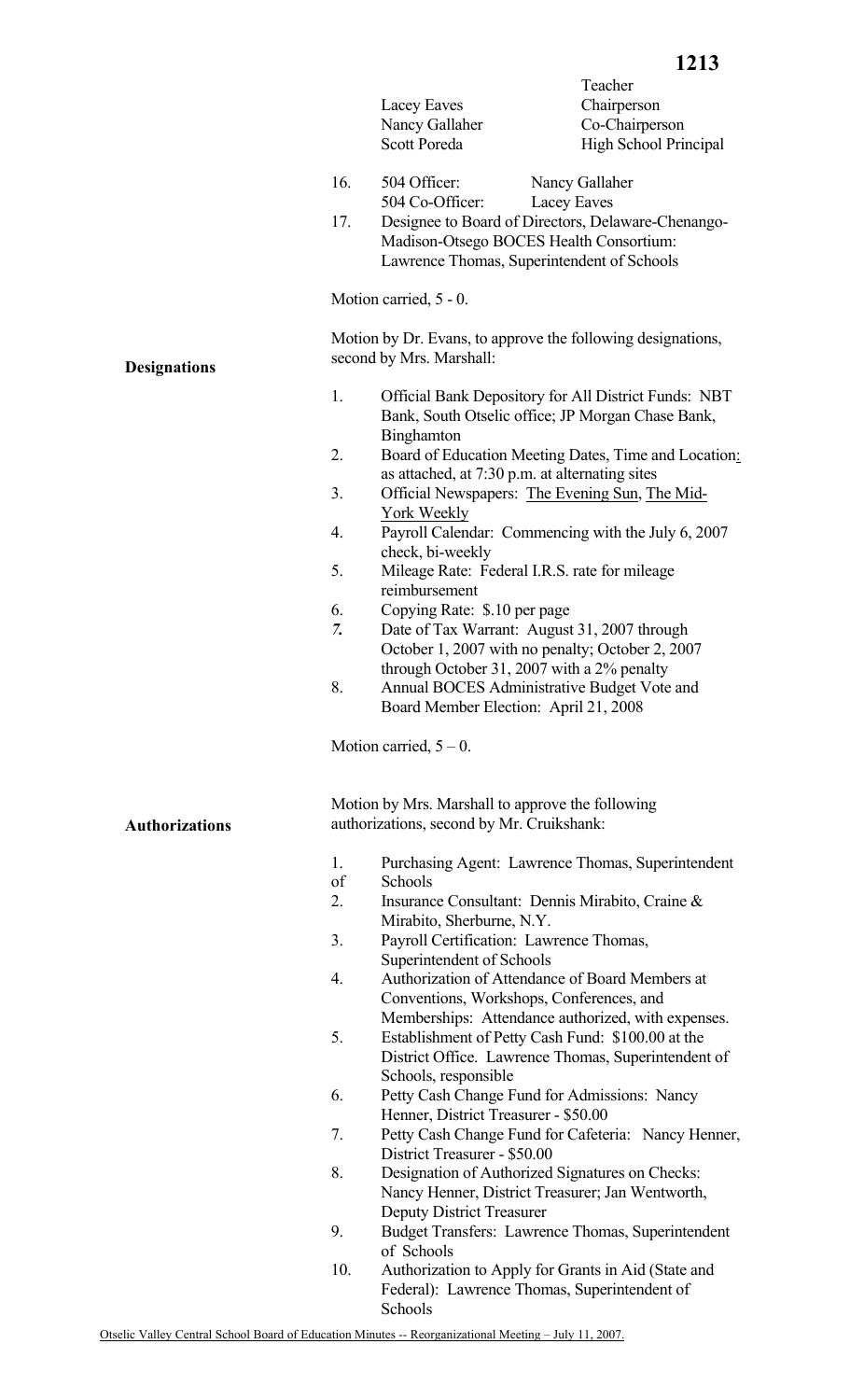| | Teacher |
|---|---|
| Lacey Eaves | Chairperson |
| Nancy Gallaher | Co-Chairperson |
| Scott Poreda | High School Principal |

16. 504 Officer: Nancy Gallaher
    504 Co-Officer: Lacey Eaves
17. Designee to Board of Directors, Delaware-Chenango-Madison-Otsego BOCES Health Consortium: Lawrence Thomas, Superintendent of Schools

Motion carried, 5 - 0.

**Designations**

Motion by Dr. Evans, to approve the following designations, second by Mrs. Marshall:

1. Official Bank Depository for All District Funds: NBT Bank, South Otselic office; JP Morgan Chase Bank, Binghamton
2. Board of Education Meeting Dates, Time and Location: as attached, at 7:30 p.m. at alternating sites
3. Official Newspapers: The Evening Sun, The Mid-York Weekly
4. Payroll Calendar: Commencing with the July 6, 2007 check, bi-weekly
5. Mileage Rate: Federal I.R.S. rate for mileage reimbursement
6. Copying Rate: $.10 per page
7. Date of Tax Warrant: August 31, 2007 through October 1, 2007 with no penalty; October 2, 2007 through October 31, 2007 with a 2% penalty
8. Annual BOCES Administrative Budget Vote and Board Member Election: April 21, 2008

Motion carried, 5 – 0.

**Authorizations**

Motion by Mrs. Marshall to approve the following authorizations, second by Mr. Cruikshank:

1. Purchasing Agent: Lawrence Thomas, Superintendent of Schools
2. Insurance Consultant: Dennis Mirabito, Craine & Mirabito, Sherburne, N.Y.
3. Payroll Certification: Lawrence Thomas, Superintendent of Schools
4. Authorization of Attendance of Board Members at Conventions, Workshops, Conferences, and Memberships: Attendance authorized, with expenses.
5. Establishment of Petty Cash Fund: $100.00 at the District Office. Lawrence Thomas, Superintendent of Schools, responsible
6. Petty Cash Change Fund for Admissions: Nancy Henner, District Treasurer - $50.00
7. Petty Cash Change Fund for Cafeteria: Nancy Henner, District Treasurer - $50.00
8. Designation of Authorized Signatures on Checks: Nancy Henner, District Treasurer; Jan Wentworth, Deputy District Treasurer
9. Budget Transfers: Lawrence Thomas, Superintendent of Schools
10. Authorization to Apply for Grants in Aid (State and Federal): Lawrence Thomas, Superintendent of Schools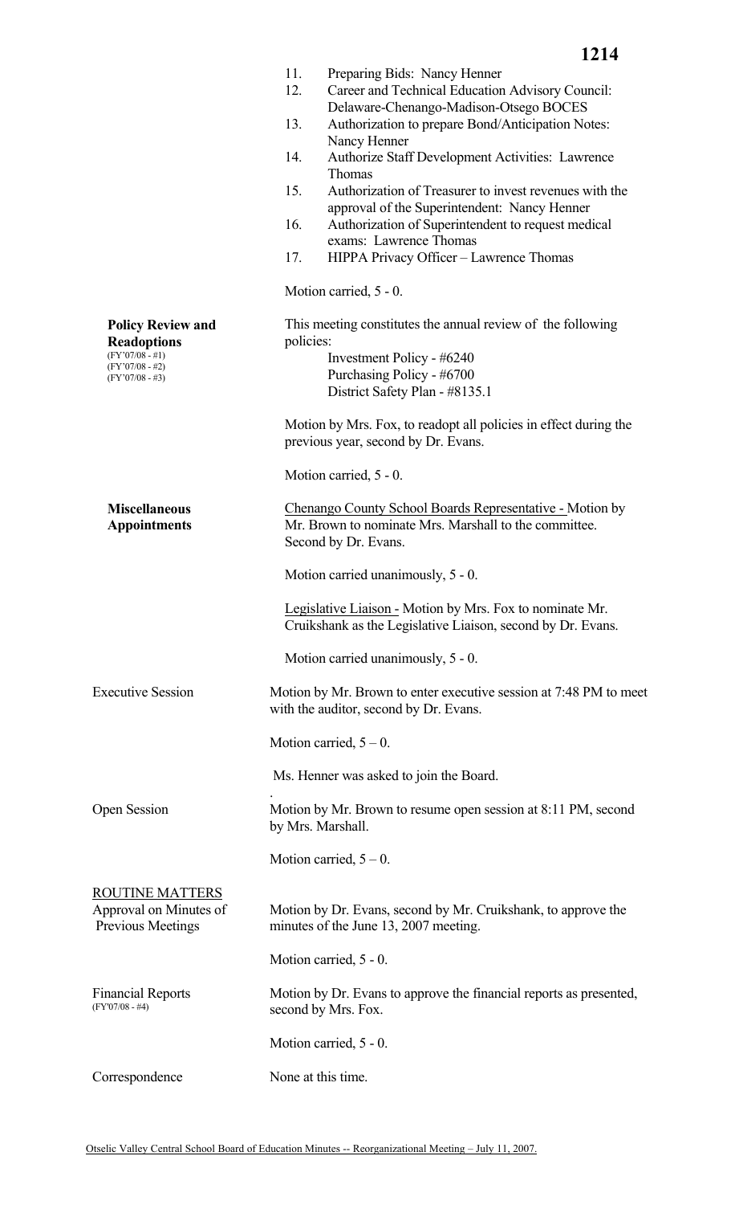11. Preparing Bids: Nancy Henner
12. Career and Technical Education Advisory Council: Delaware-Chenango-Madison-Otsego BOCES
13. Authorization to prepare Bond/Anticipation Notes: Nancy Henner
14. Authorize Staff Development Activities: Lawrence Thomas
15. Authorization of Treasurer to invest revenues with the approval of the Superintendent: Nancy Henner
16. Authorization of Superintendent to request medical exams: Lawrence Thomas
17. HIPPA Privacy Officer – Lawrence Thomas

Motion carried, 5 - 0.

**Policy Review and Readoptions**
(FY'07/08 - #1)
(FY'07/08 - #2)
(FY'07/08 - #3)

This meeting constitutes the annual review of the following policies:

Investment Policy - #6240
Purchasing Policy - #6700
District Safety Plan - #8135.1

Motion by Mrs. Fox, to readopt all policies in effect during the previous year, second by Dr. Evans.

Motion carried, 5 - 0.

**Miscellaneous Appointments**

Chenango County School Boards Representative - Motion by Mr. Brown to nominate Mrs. Marshall to the committee. Second by Dr. Evans.

Motion carried unanimously, 5 - 0.

Legislative Liaison - Motion by Mrs. Fox to nominate Mr. Cruikshank as the Legislative Liaison, second by Dr. Evans.

Motion carried unanimously, 5 - 0.

Executive Session

Motion by Mr. Brown to enter executive session at 7:48 PM to meet with the auditor, second by Dr. Evans.

Motion carried, 5 – 0.

Ms. Henner was asked to join the Board.

Open Session

Motion by Mr. Brown to resume open session at 8:11 PM, second by Mrs. Marshall.

Motion carried, 5 – 0.

ROUTINE MATTERS

Approval on Minutes of Previous Meetings

Motion by Dr. Evans, second by Mr. Cruikshank, to approve the minutes of the June 13, 2007 meeting.

Motion carried, 5 - 0.

Financial Reports
(FY'07/08 - #4)

Motion by Dr. Evans to approve the financial reports as presented, second by Mrs. Fox.

Motion carried, 5 - 0.

Correspondence

None at this time.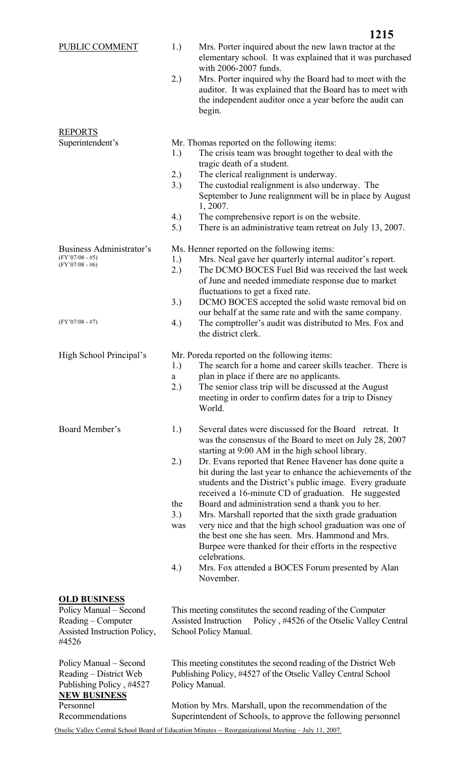PUBLIC COMMENT

1.) Mrs. Porter inquired about the new lawn tractor at the elementary school. It was explained that it was purchased with 2006-2007 funds.
2.) Mrs. Porter inquired why the Board had to meet with the auditor. It was explained that the Board has to meet with the independent auditor once a year before the audit can begin.

REPORTS

Superintendent's

Mr. Thomas reported on the following items:

1.) The crisis team was brought together to deal with the tragic death of a student.
2.) The clerical realignment is underway.
3.) The custodial realignment is also underway. The September to June realignment will be in place by August 1, 2007.
4.) The comprehensive report is on the website.
5.) There is an administrative team retreat on July 13, 2007.

Business Administrator's
(FY'07/08 - #5)
(FY'07/08 - #6)

(FY'07/08 - #7)

Ms. Henner reported on the following items:

1.) Mrs. Neal gave her quarterly internal auditor's report.
2.) The DCMO BOCES Fuel Bid was received the last week of June and needed immediate response due to market fluctuations to get a fixed rate.
3.) DCMO BOCES accepted the solid waste removal bid on our behalf at the same rate and with the same company.
4.) The comptroller's audit was distributed to Mrs. Fox and the district clerk.

High School Principal's

Mr. Poreda reported on the following items:

1.) The search for a home and career skills teacher. There is a plan in place if there are no applicants.
2.) The senior class trip will be discussed at the August meeting in order to confirm dates for a trip to Disney World.

Board Member's

1.) Several dates were discussed for the Board retreat. It was the consensus of the Board to meet on July 28, 2007 starting at 9:00 AM in the high school library.
2.) Dr. Evans reported that Renee Havener has done quite a bit during the last year to enhance the achievements of the students and the District's public image. Every graduate received a 16-minute CD of graduation. He suggested the Board and administration send a thank you to her.
3.) Mrs. Marshall reported that the sixth grade graduation was very nice and that the high school graduation was one of the best one she has seen. Mrs. Hammond and Mrs. Burpee were thanked for their efforts in the respective celebrations.
4.) Mrs. Fox attended a BOCES Forum presented by Alan November.

**OLD BUSINESS**

Policy Manual – Second Reading – Computer Assisted Instruction Policy, #4526

This meeting constitutes the second reading of the Computer Assisted Instruction Policy , #4526 of the Otselic Valley Central School Policy Manual.

Policy Manual – Second Reading – District Web Publishing Policy , #4527

This meeting constitutes the second reading of the District Web Publishing Policy, #4527 of the Otselic Valley Central School Policy Manual.

**NEW BUSINESS**

Personnel Recommendations

Motion by Mrs. Marshall, upon the recommendation of the Superintendent of Schools, to approve the following personnel

Otselic Valley Central School Board of Education Minutes -- Reorganizational Meeting – July 11, 2007.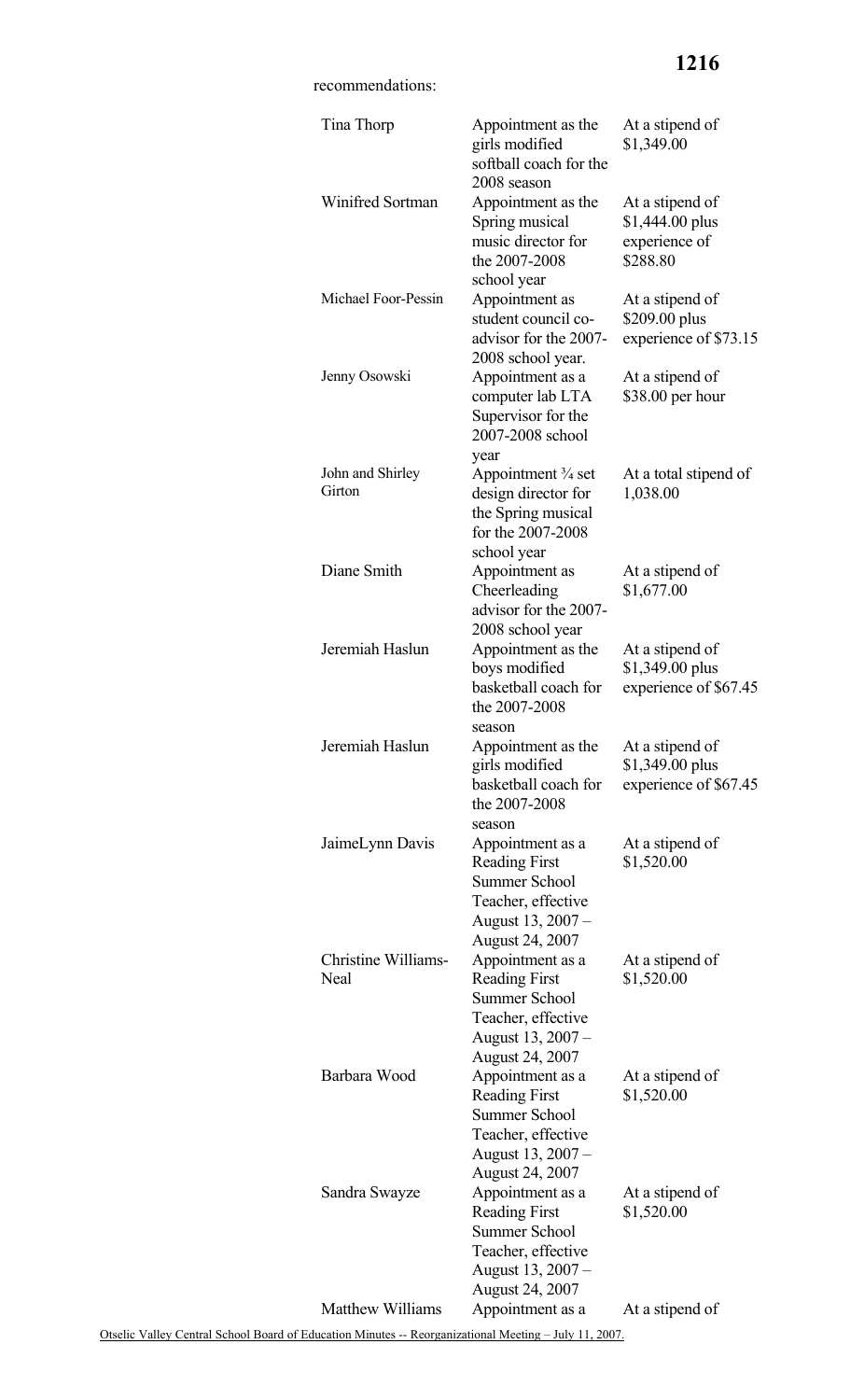recommendations:

| | | |
|---|---|---|
| Tina Thorp | Appointment as the girls modified softball coach for the 2008 season | At a stipend of $1,349.00 |
| Winifred Sortman | Appointment as the Spring musical music director for the 2007-2008 school year | At a stipend of $1,444.00 plus experience of $288.80 |
| Michael Foor-Pessin | Appointment as student council co-advisor for the 2007-2008 school year. | At a stipend of $209.00 plus experience of $73.15 |
| Jenny Osowski | Appointment as a computer lab LTA Supervisor for the 2007-2008 school year | At a stipend of $38.00 per hour |
| John and Shirley Girton | Appointment ¾ set design director for the Spring musical for the 2007-2008 school year | At a total stipend of 1,038.00 |
| Diane Smith | Appointment as Cheerleading advisor for the 2007-2008 school year | At a stipend of $1,677.00 |
| Jeremiah Haslun | Appointment as the boys modified basketball coach for the 2007-2008 season | At a stipend of $1,349.00 plus experience of $67.45 |
| Jeremiah Haslun | Appointment as the girls modified basketball coach for the 2007-2008 season | At a stipend of $1,349.00 plus experience of $67.45 |
| JaimeLynn Davis | Appointment as a Reading First Summer School Teacher, effective August 13, 2007 – August 24, 2007 | At a stipend of $1,520.00 |
| Christine Williams-Neal | Appointment as a Reading First Summer School Teacher, effective August 13, 2007 – August 24, 2007 | At a stipend of $1,520.00 |
| Barbara Wood | Appointment as a Reading First Summer School Teacher, effective August 13, 2007 – August 24, 2007 | At a stipend of $1,520.00 |
| Sandra Swayze | Appointment as a Reading First Summer School Teacher, effective August 13, 2007 – August 24, 2007 | At a stipend of $1,520.00 |
| Matthew Williams | Appointment as a | At a stipend of |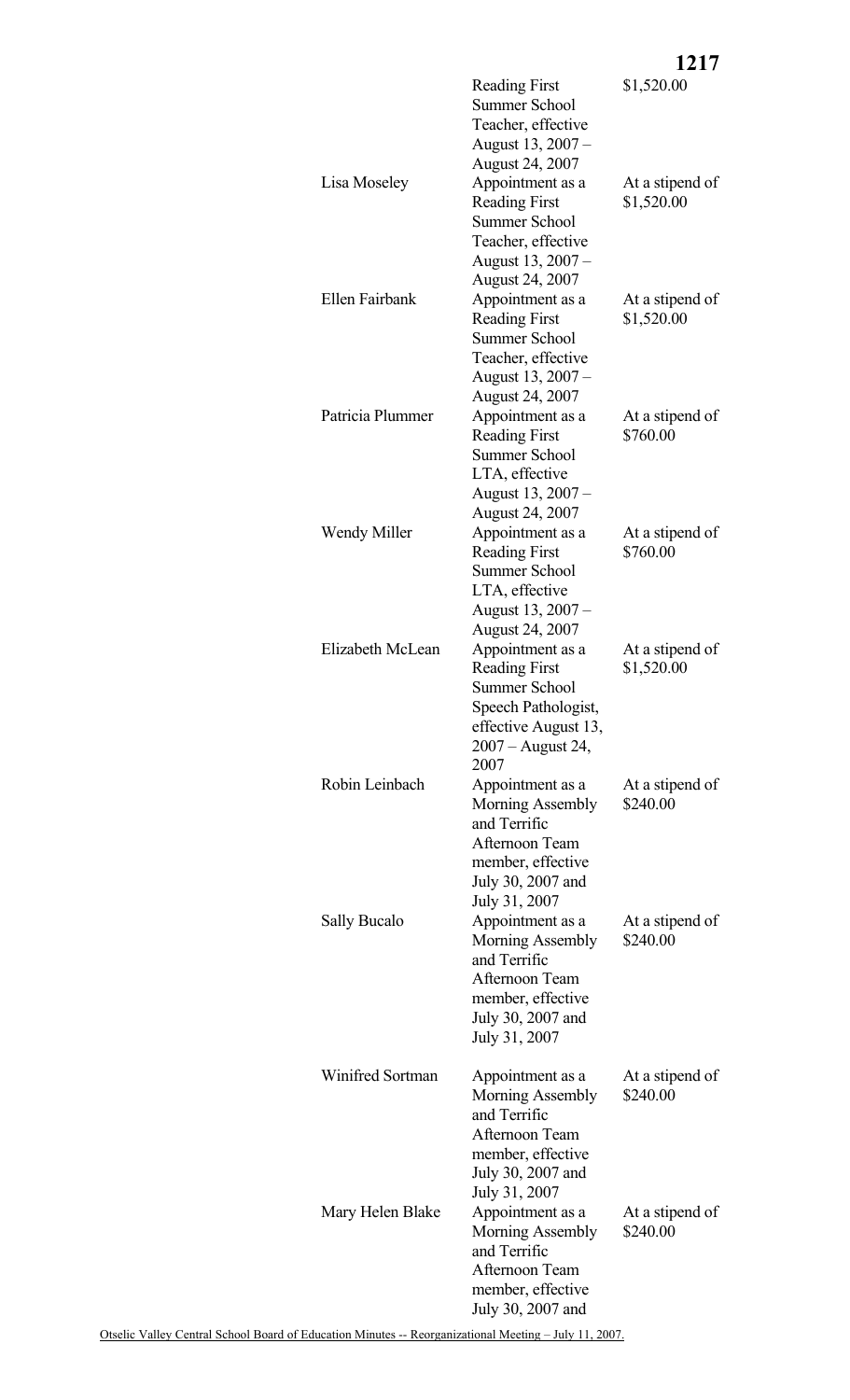| | | |
|---|---|---|
| | Reading First Summer School Teacher, effective August 13, 2007 – August 24, 2007 | $1,520.00 |
| Lisa Moseley | Appointment as a Reading First Summer School Teacher, effective August 13, 2007 – August 24, 2007 | At a stipend of $1,520.00 |
| Ellen Fairbank | Appointment as a Reading First Summer School Teacher, effective August 13, 2007 – August 24, 2007 | At a stipend of $1,520.00 |
| Patricia Plummer | Appointment as a Reading First Summer School LTA, effective August 13, 2007 – August 24, 2007 | At a stipend of $760.00 |
| Wendy Miller | Appointment as a Reading First Summer School LTA, effective August 13, 2007 – August 24, 2007 | At a stipend of $760.00 |
| Elizabeth McLean | Appointment as a Reading First Summer School Speech Pathologist, effective August 13, 2007 – August 24, 2007 | At a stipend of $1,520.00 |
| Robin Leinbach | Appointment as a Morning Assembly and Terrific Afternoon Team member, effective July 30, 2007 and July 31, 2007 | At a stipend of $240.00 |
| Sally Bucalo | Appointment as a Morning Assembly and Terrific Afternoon Team member, effective July 30, 2007 and July 31, 2007 | At a stipend of $240.00 |
| Winifred Sortman | Appointment as a Morning Assembly and Terrific Afternoon Team member, effective July 30, 2007 and July 31, 2007 | At a stipend of $240.00 |
| Mary Helen Blake | Appointment as a Morning Assembly and Terrific Afternoon Team member, effective July 30, 2007 and | At a stipend of $240.00 |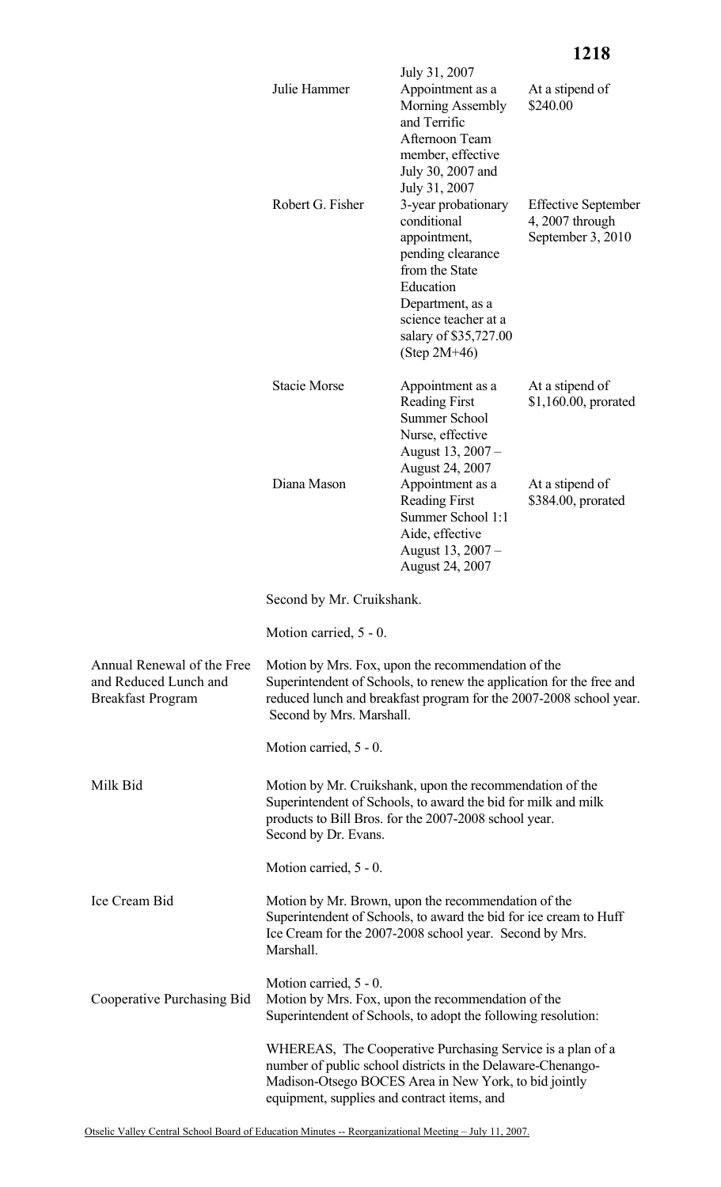| | | |
|---|---|---|
| | July 31, 2007 | |
| Julie Hammer | Appointment as a Morning Assembly and Terrific Afternoon Team member, effective July 30, 2007 and July 31, 2007 | At a stipend of $240.00 |
| Robert G. Fisher | 3-year probationary conditional appointment, pending clearance from the State Education Department, as a science teacher at a salary of $35,727.00 (Step 2M+46) | Effective September 4, 2007 through September 3, 2010 |
| Stacie Morse | Appointment as a Reading First Summer School Nurse, effective August 13, 2007 – August 24, 2007 | At a stipend of $1,160.00, prorated |
| Diana Mason | Appointment as a Reading First Summer School 1:1 Aide, effective August 13, 2007 – August 24, 2007 | At a stipend of $384.00, prorated |

Second by Mr. Cruikshank.

Motion carried, 5 - 0.

**Annual Renewal of the Free and Reduced Lunch and Breakfast Program**

Motion by Mrs. Fox, upon the recommendation of the Superintendent of Schools, to renew the application for the free and reduced lunch and breakfast program for the 2007-2008 school year. Second by Mrs. Marshall.

Motion carried, 5 - 0.

**Milk Bid**

Motion by Mr. Cruikshank, upon the recommendation of the Superintendent of Schools, to award the bid for milk and milk products to Bill Bros. for the 2007-2008 school year. Second by Dr. Evans.

Motion carried, 5 - 0.

**Ice Cream Bid**

Motion by Mr. Brown, upon the recommendation of the Superintendent of Schools, to award the bid for ice cream to Huff Ice Cream for the 2007-2008 school year. Second by Mrs. Marshall.

Motion carried, 5 - 0.

**Cooperative Purchasing Bid**

Motion by Mrs. Fox, upon the recommendation of the Superintendent of Schools, to adopt the following resolution:

WHEREAS, The Cooperative Purchasing Service is a plan of a number of public school districts in the Delaware-Chenango-Madison-Otsego BOCES Area in New York, to bid jointly equipment, supplies and contract items, and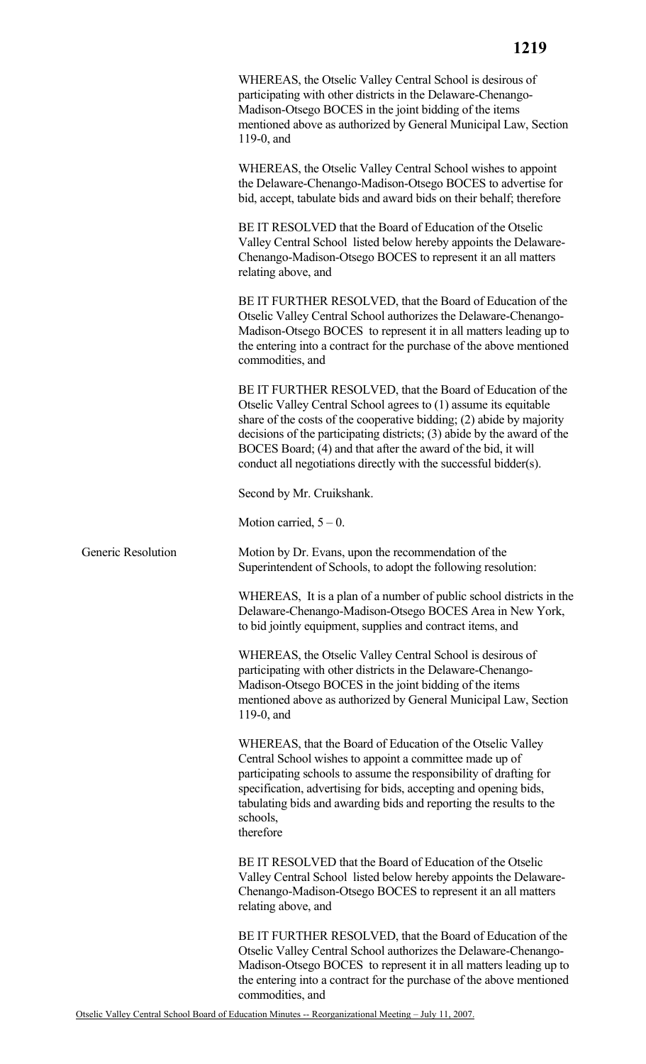WHEREAS, the Otselic Valley Central School is desirous of participating with other districts in the Delaware-Chenango-Madison-Otsego BOCES in the joint bidding of the items mentioned above as authorized by General Municipal Law, Section 119-0, and

WHEREAS, the Otselic Valley Central School wishes to appoint the Delaware-Chenango-Madison-Otsego BOCES to advertise for bid, accept, tabulate bids and award bids on their behalf; therefore

BE IT RESOLVED that the Board of Education of the Otselic Valley Central School listed below hereby appoints the Delaware-Chenango-Madison-Otsego BOCES to represent it an all matters relating above, and

BE IT FURTHER RESOLVED, that the Board of Education of the Otselic Valley Central School authorizes the Delaware-Chenango-Madison-Otsego BOCES to represent it in all matters leading up to the entering into a contract for the purchase of the above mentioned commodities, and

BE IT FURTHER RESOLVED, that the Board of Education of the Otselic Valley Central School agrees to (1) assume its equitable share of the costs of the cooperative bidding; (2) abide by majority decisions of the participating districts; (3) abide by the award of the BOCES Board; (4) and that after the award of the bid, it will conduct all negotiations directly with the successful bidder(s).

Second by Mr. Cruikshank.

Motion carried, 5 – 0.

**Generic Resolution**

Motion by Dr. Evans, upon the recommendation of the Superintendent of Schools, to adopt the following resolution:

WHEREAS, It is a plan of a number of public school districts in the Delaware-Chenango-Madison-Otsego BOCES Area in New York, to bid jointly equipment, supplies and contract items, and

WHEREAS, the Otselic Valley Central School is desirous of participating with other districts in the Delaware-Chenango-Madison-Otsego BOCES in the joint bidding of the items mentioned above as authorized by General Municipal Law, Section 119-0, and

WHEREAS, that the Board of Education of the Otselic Valley Central School wishes to appoint a committee made up of participating schools to assume the responsibility of drafting for specification, advertising for bids, accepting and opening bids, tabulating bids and awarding bids and reporting the results to the schools,
therefore

BE IT RESOLVED that the Board of Education of the Otselic Valley Central School listed below hereby appoints the Delaware-Chenango-Madison-Otsego BOCES to represent it an all matters relating above, and

BE IT FURTHER RESOLVED, that the Board of Education of the Otselic Valley Central School authorizes the Delaware-Chenango-Madison-Otsego BOCES to represent it in all matters leading up to the entering into a contract for the purchase of the above mentioned commodities, and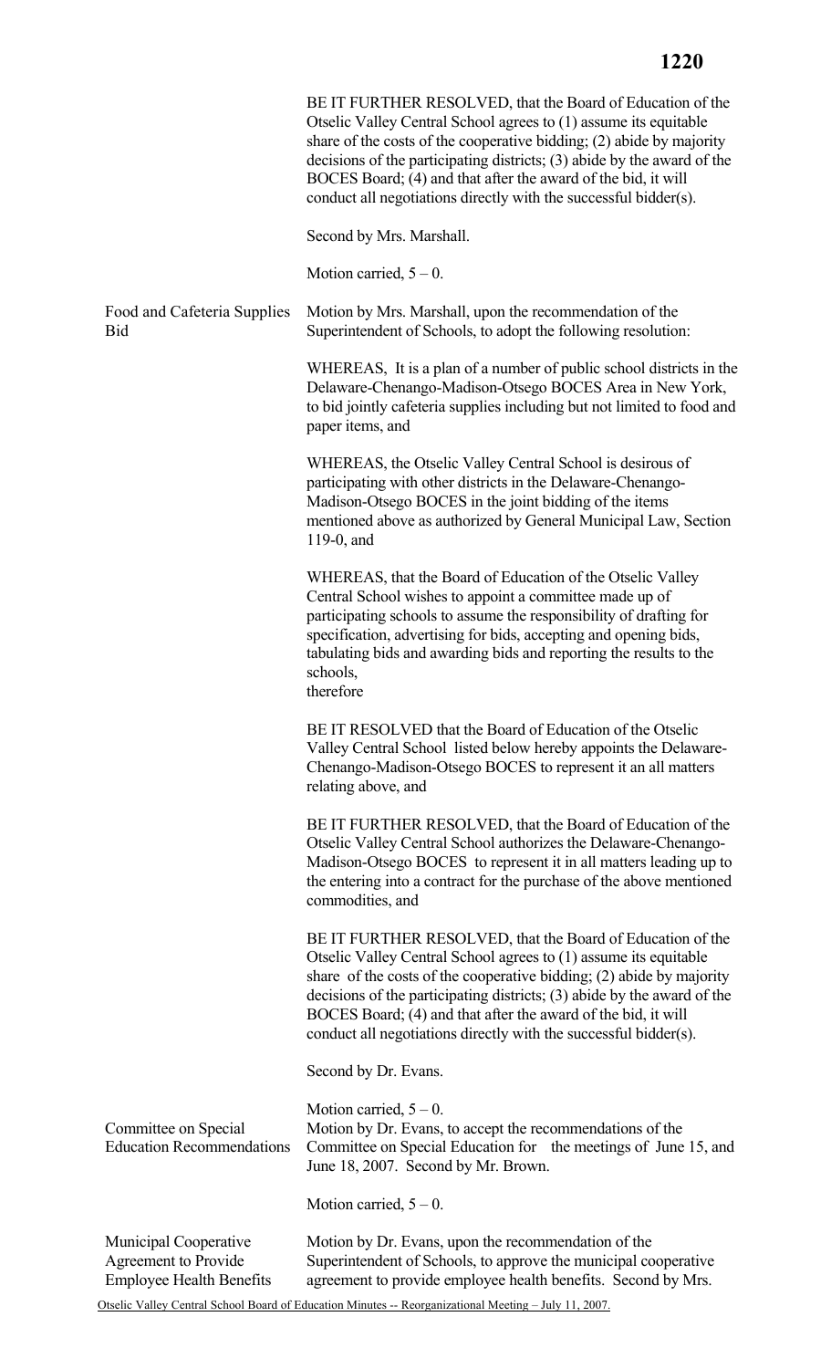BE IT FURTHER RESOLVED, that the Board of Education of the Otselic Valley Central School agrees to (1) assume its equitable share of the costs of the cooperative bidding; (2) abide by majority decisions of the participating districts; (3) abide by the award of the BOCES Board; (4) and that after the award of the bid, it will conduct all negotiations directly with the successful bidder(s).

Second by Mrs. Marshall.

Motion carried, 5 – 0.

**Food and Cafeteria Supplies Bid**

Motion by Mrs. Marshall, upon the recommendation of the Superintendent of Schools, to adopt the following resolution:

WHEREAS, It is a plan of a number of public school districts in the Delaware-Chenango-Madison-Otsego BOCES Area in New York, to bid jointly cafeteria supplies including but not limited to food and paper items, and

WHEREAS, the Otselic Valley Central School is desirous of participating with other districts in the Delaware-Chenango-Madison-Otsego BOCES in the joint bidding of the items mentioned above as authorized by General Municipal Law, Section 119-0, and

WHEREAS, that the Board of Education of the Otselic Valley Central School wishes to appoint a committee made up of participating schools to assume the responsibility of drafting for specification, advertising for bids, accepting and opening bids, tabulating bids and awarding bids and reporting the results to the schools,
therefore

BE IT RESOLVED that the Board of Education of the Otselic Valley Central School listed below hereby appoints the Delaware-Chenango-Madison-Otsego BOCES to represent it an all matters relating above, and

BE IT FURTHER RESOLVED, that the Board of Education of the Otselic Valley Central School authorizes the Delaware-Chenango-Madison-Otsego BOCES to represent it in all matters leading up to the entering into a contract for the purchase of the above mentioned commodities, and

BE IT FURTHER RESOLVED, that the Board of Education of the Otselic Valley Central School agrees to (1) assume its equitable share of the costs of the cooperative bidding; (2) abide by majority decisions of the participating districts; (3) abide by the award of the BOCES Board; (4) and that after the award of the bid, it will conduct all negotiations directly with the successful bidder(s).

Second by Dr. Evans.

Motion carried, 5 – 0.

**Committee on Special Education Recommendations**

Motion by Dr. Evans, to accept the recommendations of the Committee on Special Education for the meetings of June 15, and June 18, 2007. Second by Mr. Brown.

Motion carried, 5 – 0.

**Municipal Cooperative Agreement to Provide Employee Health Benefits**

Motion by Dr. Evans, upon the recommendation of the Superintendent of Schools, to approve the municipal cooperative agreement to provide employee health benefits. Second by Mrs.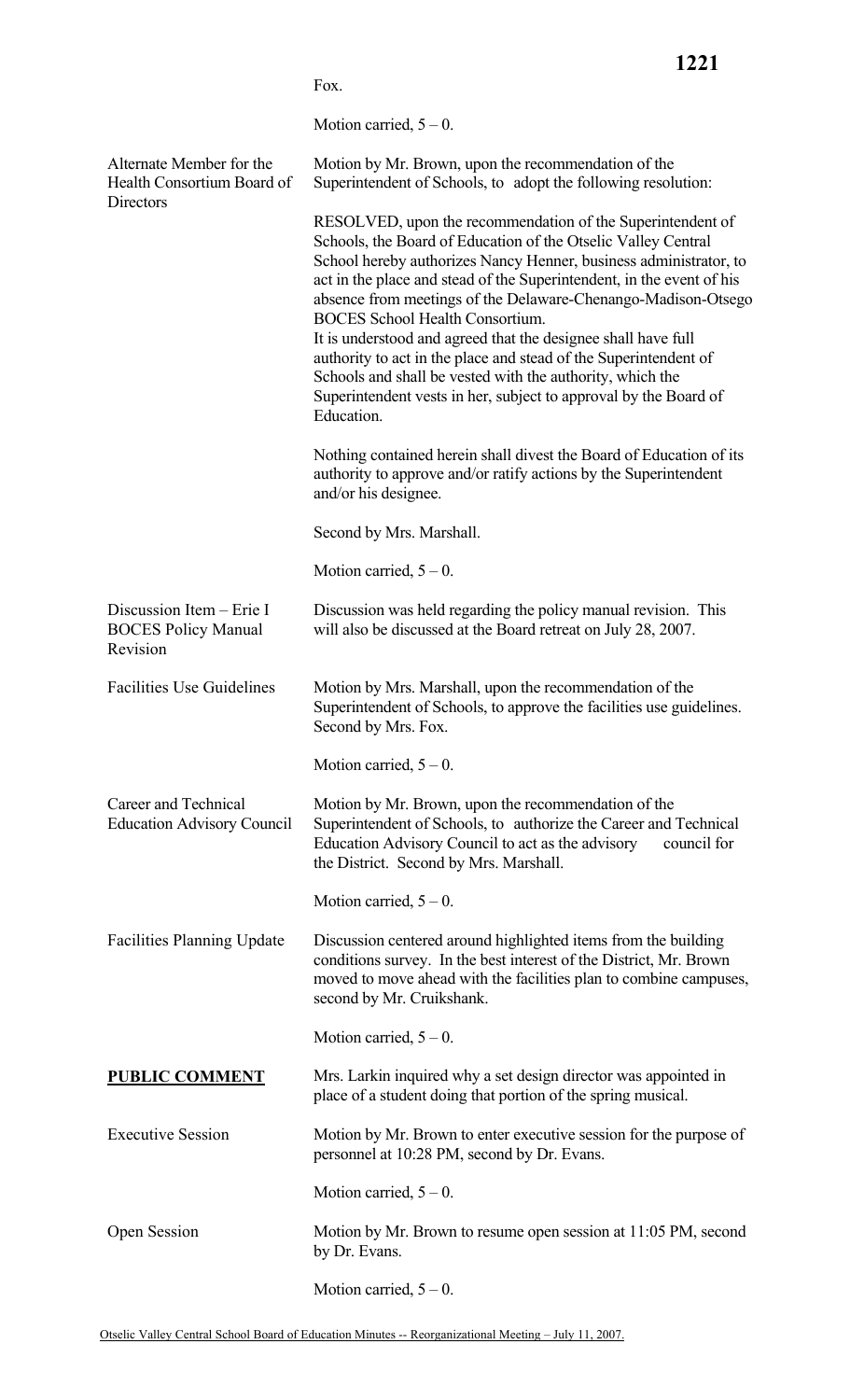Fox.

Motion carried, 5 – 0.

**Alternate Member for the Health Consortium Board of Directors**

Motion by Mr. Brown, upon the recommendation of the Superintendent of Schools, to adopt the following resolution:

RESOLVED, upon the recommendation of the Superintendent of Schools, the Board of Education of the Otselic Valley Central School hereby authorizes Nancy Henner, business administrator, to act in the place and stead of the Superintendent, in the event of his absence from meetings of the Delaware-Chenango-Madison-Otsego BOCES School Health Consortium.
It is understood and agreed that the designee shall have full authority to act in the place and stead of the Superintendent of Schools and shall be vested with the authority, which the Superintendent vests in her, subject to approval by the Board of Education.

Nothing contained herein shall divest the Board of Education of its authority to approve and/or ratify actions by the Superintendent and/or his designee.

Second by Mrs. Marshall.

Motion carried, 5 – 0.

**Discussion Item – Erie I BOCES Policy Manual Revision**

Discussion was held regarding the policy manual revision. This will also be discussed at the Board retreat on July 28, 2007.

**Facilities Use Guidelines**

Motion by Mrs. Marshall, upon the recommendation of the Superintendent of Schools, to approve the facilities use guidelines. Second by Mrs. Fox.

Motion carried, 5 – 0.

**Career and Technical Education Advisory Council**

Motion by Mr. Brown, upon the recommendation of the Superintendent of Schools, to authorize the Career and Technical Education Advisory Council to act as the advisory council for the District. Second by Mrs. Marshall.

Motion carried, 5 – 0.

**Facilities Planning Update**

Discussion centered around highlighted items from the building conditions survey. In the best interest of the District, Mr. Brown moved to move ahead with the facilities plan to combine campuses, second by Mr. Cruikshank.

Motion carried, 5 – 0.

**PUBLIC COMMENT**

Mrs. Larkin inquired why a set design director was appointed in place of a student doing that portion of the spring musical.

**Executive Session**

Motion by Mr. Brown to enter executive session for the purpose of personnel at 10:28 PM, second by Dr. Evans.

Motion carried, 5 – 0.

**Open Session**

Motion by Mr. Brown to resume open session at 11:05 PM, second by Dr. Evans.

Motion carried, 5 – 0.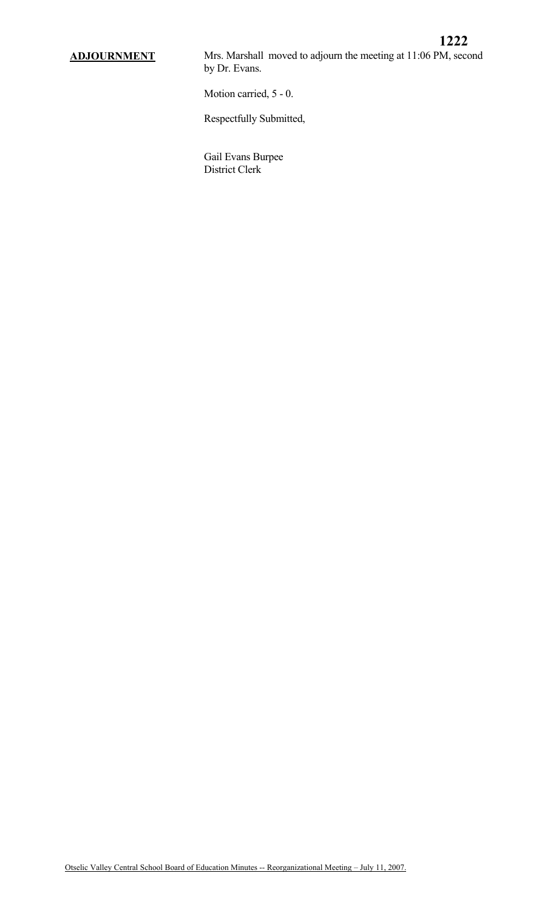**ADJOURNMENT**

Mrs. Marshall moved to adjourn the meeting at 11:06 PM, second by Dr. Evans.

Motion carried, 5 - 0.

Respectfully Submitted,

Gail Evans Burpee
District Clerk